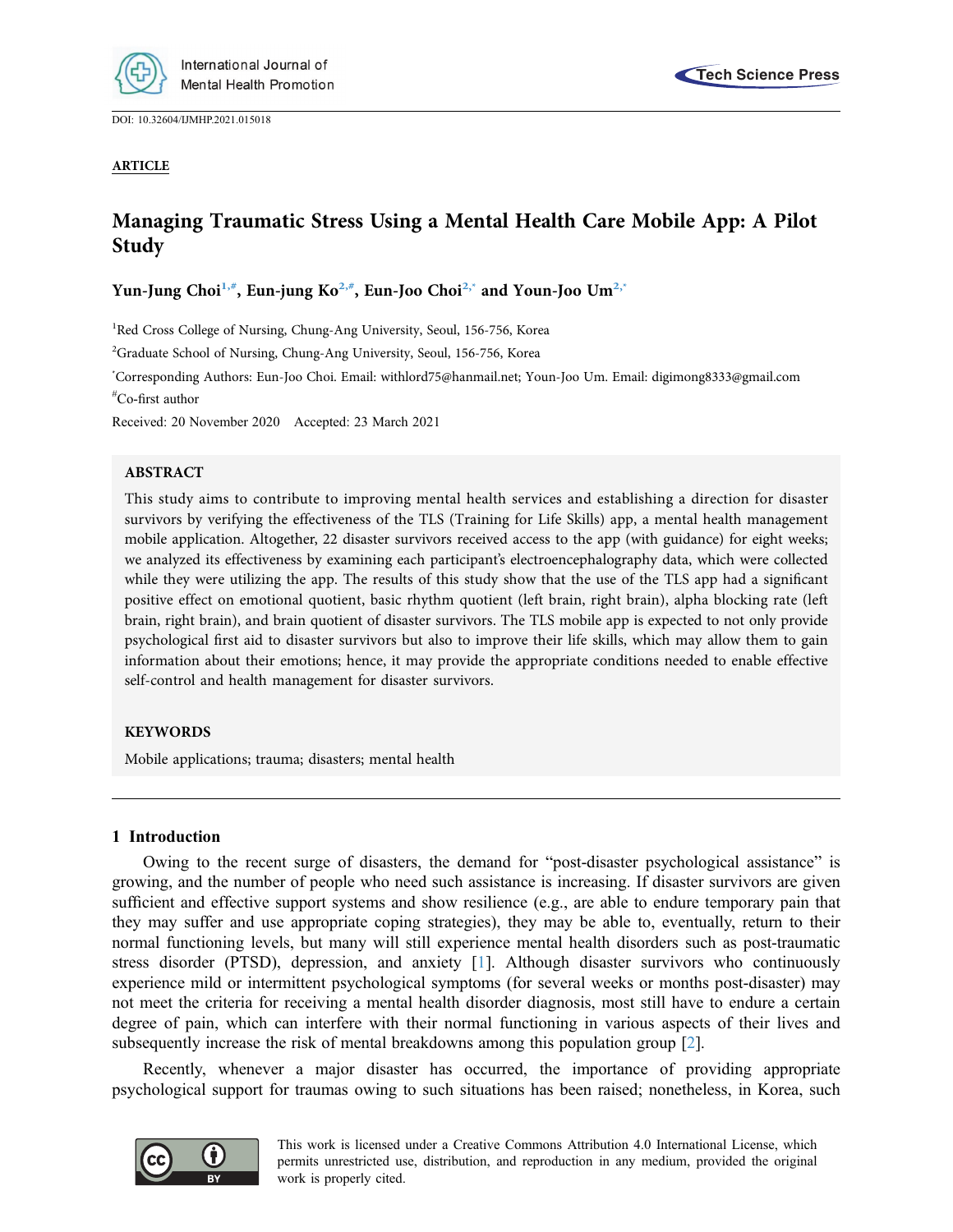DOI: 10.32604/IJMHP.2021.015018

**ARTICLE**

# Managing Traumatic Stress Using a Mental Health Care Mobile App: A Pilot Study

**Yun-Jung Choi[1,#], Eun-jung Ko[2,#], Eun-Joo Choi[2,*] and Youn-Joo Um[2,*]**

[1]Red Cross College of Nursing, Chung-Ang University, Seoul, 156-756, Korea

[2]Graduate School of Nursing, Chung-Ang University, Seoul, 156-756, Korea

[*]Corresponding Authors: Eun-Joo Choi. Email: withlord75@hanmail.net; Youn-Joo Um. Email: digimong8333@gmail.com

[#]Co-first author

Received: 20 November 2020 Accepted: 23 March 2021

## ABSTRACT

This study aims to contribute to improving mental health services and establishing a direction for disaster survivors by verifying the effectiveness of the TLS (Training for Life Skills) app, a mental health management mobile application. Altogether, 22 disaster survivors received access to the app (with guidance) for eight weeks; we analyzed its effectiveness by examining each participant's electroencephalography data, which were collected while they were utilizing the app. The results of this study show that the use of the TLS app had a significant positive effect on emotional quotient, basic rhythm quotient (left brain, right brain), alpha blocking rate (left brain, right brain), and brain quotient of disaster survivors. The TLS mobile app is expected to not only provide psychological first aid to disaster survivors but also to improve their life skills, which may allow them to gain information about their emotions; hence, it may provide the appropriate conditions needed to enable effective self-control and health management for disaster survivors.

## KEYWORDS

Mobile applications; trauma; disasters; mental health

## 1 Introduction

Owing to the recent surge of disasters, the demand for "post-disaster psychological assistance" is growing, and the number of people who need such assistance is increasing. If disaster survivors are given sufficient and effective support systems and show resilience (e.g., are able to endure temporary pain that they may suffer and use appropriate coping strategies), they may be able to, eventually, return to their normal functioning levels, but many will still experience mental health disorders such as post-traumatic stress disorder (PTSD), depression, and anxiety [1]. Although disaster survivors who continuously experience mild or intermittent psychological symptoms (for several weeks or months post-disaster) may not meet the criteria for receiving a mental health disorder diagnosis, most still have to endure a certain degree of pain, which can interfere with their normal functioning in various aspects of their lives and subsequently increase the risk of mental breakdowns among this population group [2].

Recently, whenever a major disaster has occurred, the importance of providing appropriate psychological support for traumas owing to such situations has been raised; nonetheless, in Korea, such

This work is licensed under a Creative Commons Attribution 4.0 International License, which permits unrestricted use, distribution, and reproduction in any medium, provided the original work is properly cited.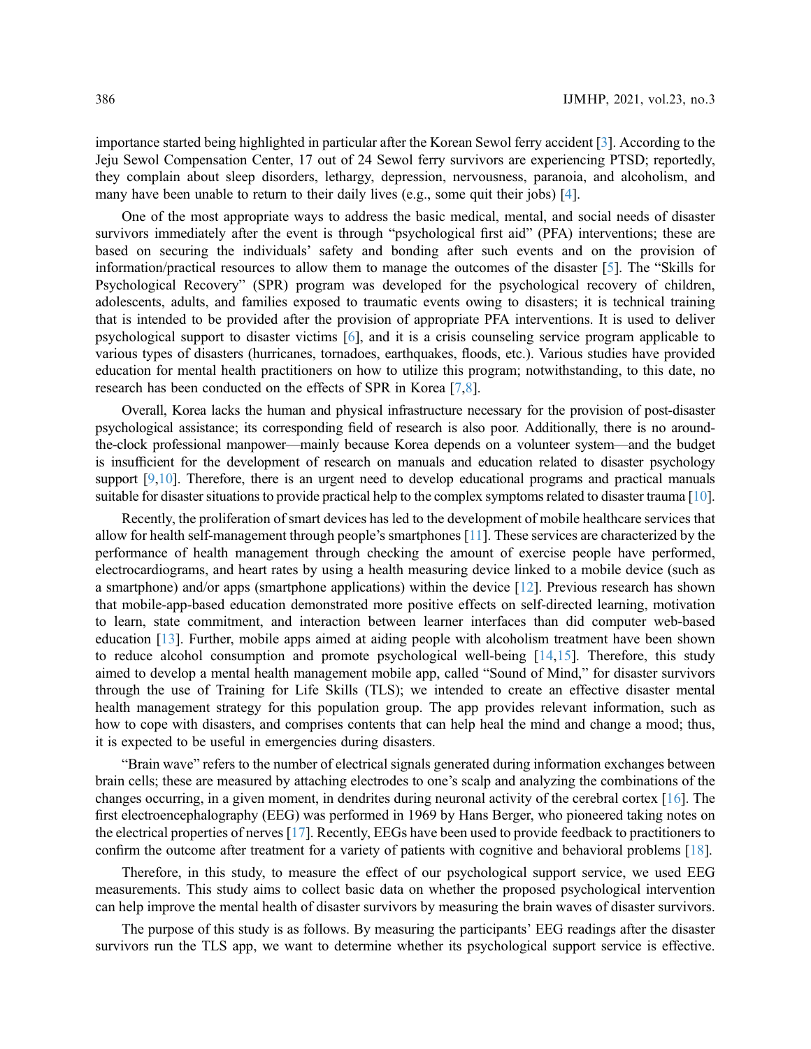importance started being highlighted in particular after the Korean Sewol ferry accident [3]. According to the Jeju Sewol Compensation Center, 17 out of 24 Sewol ferry survivors are experiencing PTSD; reportedly, they complain about sleep disorders, lethargy, depression, nervousness, paranoia, and alcoholism, and many have been unable to return to their daily lives (e.g., some quit their jobs) [4].

One of the most appropriate ways to address the basic medical, mental, and social needs of disaster survivors immediately after the event is through "psychological first aid" (PFA) interventions; these are based on securing the individuals' safety and bonding after such events and on the provision of information/practical resources to allow them to manage the outcomes of the disaster [5]. The "Skills for Psychological Recovery" (SPR) program was developed for the psychological recovery of children, adolescents, adults, and families exposed to traumatic events owing to disasters; it is technical training that is intended to be provided after the provision of appropriate PFA interventions. It is used to deliver psychological support to disaster victims [6], and it is a crisis counseling service program applicable to various types of disasters (hurricanes, tornadoes, earthquakes, floods, etc.). Various studies have provided education for mental health practitioners on how to utilize this program; notwithstanding, to this date, no research has been conducted on the effects of SPR in Korea [7,8].

Overall, Korea lacks the human and physical infrastructure necessary for the provision of post-disaster psychological assistance; its corresponding field of research is also poor. Additionally, there is no around-the-clock professional manpower—mainly because Korea depends on a volunteer system—and the budget is insufficient for the development of research on manuals and education related to disaster psychology support [9,10]. Therefore, there is an urgent need to develop educational programs and practical manuals suitable for disaster situations to provide practical help to the complex symptoms related to disaster trauma [10].

Recently, the proliferation of smart devices has led to the development of mobile healthcare services that allow for health self-management through people's smartphones [11]. These services are characterized by the performance of health management through checking the amount of exercise people have performed, electrocardiograms, and heart rates by using a health measuring device linked to a mobile device (such as a smartphone) and/or apps (smartphone applications) within the device [12]. Previous research has shown that mobile-app-based education demonstrated more positive effects on self-directed learning, motivation to learn, state commitment, and interaction between learner interfaces than did computer web-based education [13]. Further, mobile apps aimed at aiding people with alcoholism treatment have been shown to reduce alcohol consumption and promote psychological well-being [14,15]. Therefore, this study aimed to develop a mental health management mobile app, called "Sound of Mind," for disaster survivors through the use of Training for Life Skills (TLS); we intended to create an effective disaster mental health management strategy for this population group. The app provides relevant information, such as how to cope with disasters, and comprises contents that can help heal the mind and change a mood; thus, it is expected to be useful in emergencies during disasters.

"Brain wave" refers to the number of electrical signals generated during information exchanges between brain cells; these are measured by attaching electrodes to one's scalp and analyzing the combinations of the changes occurring, in a given moment, in dendrites during neuronal activity of the cerebral cortex [16]. The first electroencephalography (EEG) was performed in 1969 by Hans Berger, who pioneered taking notes on the electrical properties of nerves [17]. Recently, EEGs have been used to provide feedback to practitioners to confirm the outcome after treatment for a variety of patients with cognitive and behavioral problems [18].

Therefore, in this study, to measure the effect of our psychological support service, we used EEG measurements. This study aims to collect basic data on whether the proposed psychological intervention can help improve the mental health of disaster survivors by measuring the brain waves of disaster survivors.

The purpose of this study is as follows. By measuring the participants' EEG readings after the disaster survivors run the TLS app, we want to determine whether its psychological support service is effective.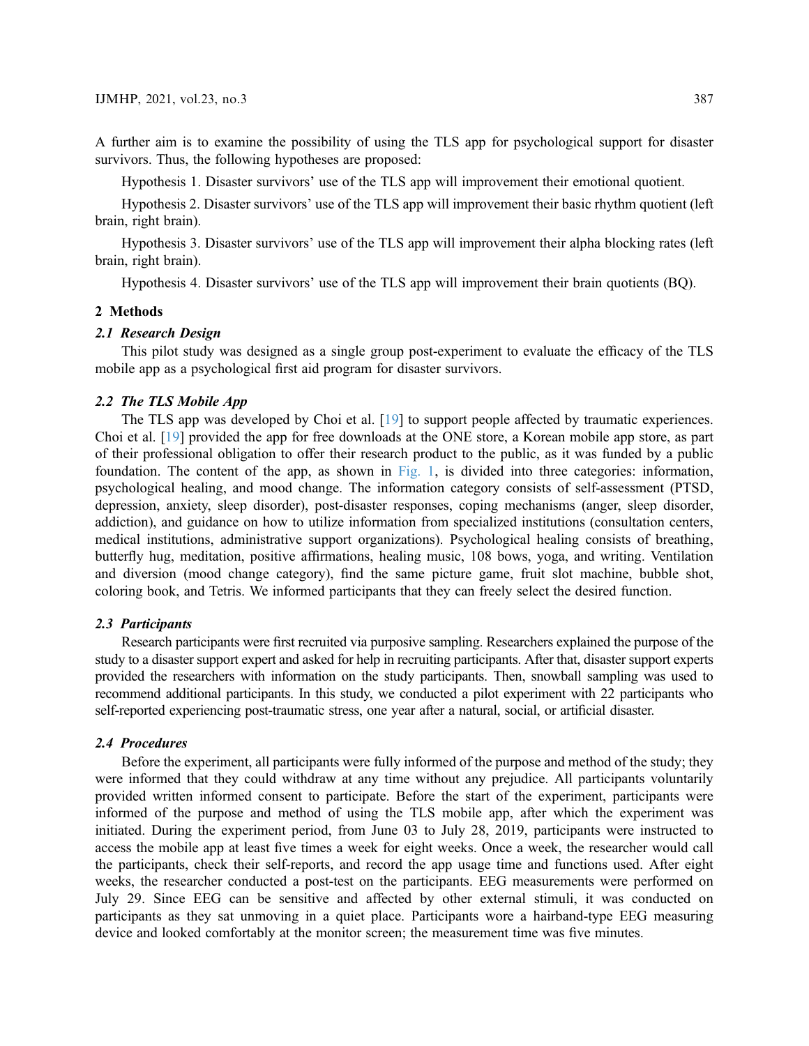A further aim is to examine the possibility of using the TLS app for psychological support for disaster survivors. Thus, the following hypotheses are proposed:

Hypothesis 1. Disaster survivors' use of the TLS app will improvement their emotional quotient.

Hypothesis 2. Disaster survivors' use of the TLS app will improvement their basic rhythm quotient (left brain, right brain).

Hypothesis 3. Disaster survivors' use of the TLS app will improvement their alpha blocking rates (left brain, right brain).

Hypothesis 4. Disaster survivors' use of the TLS app will improvement their brain quotients (BQ).

## 2 Methods

### *2.1 Research Design*

This pilot study was designed as a single group post-experiment to evaluate the efficacy of the TLS mobile app as a psychological first aid program for disaster survivors.

### *2.2 The TLS Mobile App*

The TLS app was developed by Choi et al. [19] to support people affected by traumatic experiences. Choi et al. [19] provided the app for free downloads at the ONE store, a Korean mobile app store, as part of their professional obligation to offer their research product to the public, as it was funded by a public foundation. The content of the app, as shown in Fig. 1, is divided into three categories: information, psychological healing, and mood change. The information category consists of self-assessment (PTSD, depression, anxiety, sleep disorder), post-disaster responses, coping mechanisms (anger, sleep disorder, addiction), and guidance on how to utilize information from specialized institutions (consultation centers, medical institutions, administrative support organizations). Psychological healing consists of breathing, butterfly hug, meditation, positive affirmations, healing music, 108 bows, yoga, and writing. Ventilation and diversion (mood change category), find the same picture game, fruit slot machine, bubble shot, coloring book, and Tetris. We informed participants that they can freely select the desired function.

### *2.3 Participants*

Research participants were first recruited via purposive sampling. Researchers explained the purpose of the study to a disaster support expert and asked for help in recruiting participants. After that, disaster support experts provided the researchers with information on the study participants. Then, snowball sampling was used to recommend additional participants. In this study, we conducted a pilot experiment with 22 participants who self-reported experiencing post-traumatic stress, one year after a natural, social, or artificial disaster.

### *2.4 Procedures*

Before the experiment, all participants were fully informed of the purpose and method of the study; they were informed that they could withdraw at any time without any prejudice. All participants voluntarily provided written informed consent to participate. Before the start of the experiment, participants were informed of the purpose and method of using the TLS mobile app, after which the experiment was initiated. During the experiment period, from June 03 to July 28, 2019, participants were instructed to access the mobile app at least five times a week for eight weeks. Once a week, the researcher would call the participants, check their self-reports, and record the app usage time and functions used. After eight weeks, the researcher conducted a post-test on the participants. EEG measurements were performed on July 29. Since EEG can be sensitive and affected by other external stimuli, it was conducted on participants as they sat unmoving in a quiet place. Participants wore a hairband-type EEG measuring device and looked comfortably at the monitor screen; the measurement time was five minutes.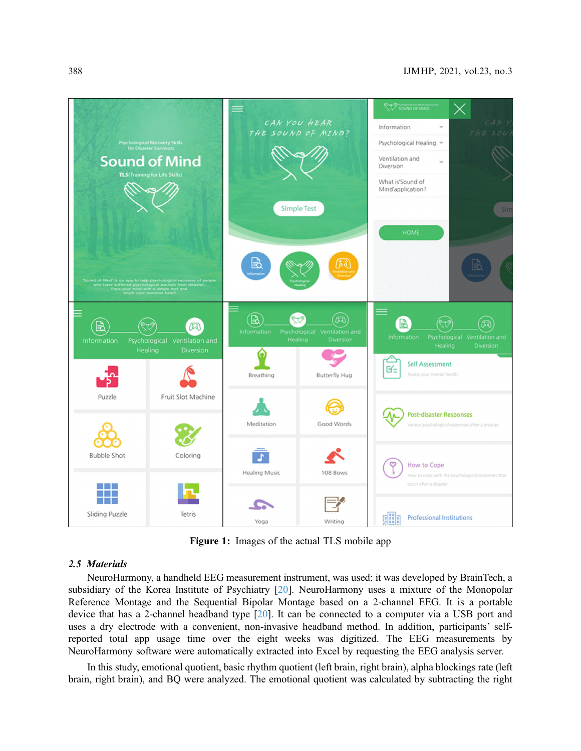**Figure 1:** Images of the actual TLS mobile app

### *2.5 Materials*

NeuroHarmony, a handheld EEG measurement instrument, was used; it was developed by BrainTech, a subsidiary of the Korea Institute of Psychiatry [20]. NeuroHarmony uses a mixture of the Monopolar Reference Montage and the Sequential Bipolar Montage based on a 2-channel EEG. It is a portable device that has a 2-channel headband type [20]. It can be connected to a computer via a USB port and uses a dry electrode with a convenient, non-invasive headband method. In addition, participants' self-reported total app usage time over the eight weeks was digitized. The EEG measurements by NeuroHarmony software were automatically extracted into Excel by requesting the EEG analysis server.

In this study, emotional quotient, basic rhythm quotient (left brain, right brain), alpha blockings rate (left brain, right brain), and BQ were analyzed. The emotional quotient was calculated by subtracting the right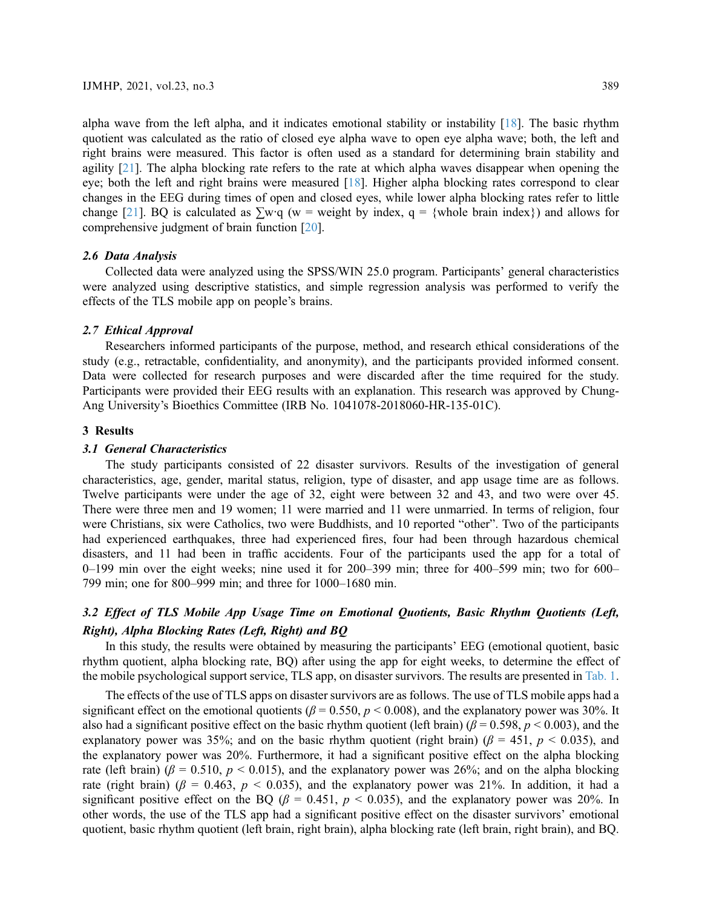alpha wave from the left alpha, and it indicates emotional stability or instability [18]. The basic rhythm quotient was calculated as the ratio of closed eye alpha wave to open eye alpha wave; both, the left and right brains were measured. This factor is often used as a standard for determining brain stability and agility [21]. The alpha blocking rate refers to the rate at which alpha waves disappear when opening the eye; both the left and right brains were measured [18]. Higher alpha blocking rates correspond to clear changes in the EEG during times of open and closed eyes, while lower alpha blocking rates refer to little change [21]. BQ is calculated as $\sum w \cdot q$ (w = weight by index, q = {whole brain index}) and allows for comprehensive judgment of brain function [20].

### *2.6 Data Analysis*

Collected data were analyzed using the SPSS/WIN 25.0 program. Participants' general characteristics were analyzed using descriptive statistics, and simple regression analysis was performed to verify the effects of the TLS mobile app on people's brains.

### *2.7 Ethical Approval*

Researchers informed participants of the purpose, method, and research ethical considerations of the study (e.g., retractable, confidentiality, and anonymity), and the participants provided informed consent. Data were collected for research purposes and were discarded after the time required for the study. Participants were provided their EEG results with an explanation. This research was approved by Chung-Ang University's Bioethics Committee (IRB No. 1041078-2018060-HR-135-01C).

## 3 Results

### *3.1 General Characteristics*

The study participants consisted of 22 disaster survivors. Results of the investigation of general characteristics, age, gender, marital status, religion, type of disaster, and app usage time are as follows. Twelve participants were under the age of 32, eight were between 32 and 43, and two were over 45. There were three men and 19 women; 11 were married and 11 were unmarried. In terms of religion, four were Christians, six were Catholics, two were Buddhists, and 10 reported "other". Two of the participants had experienced earthquakes, three had experienced fires, four had been through hazardous chemical disasters, and 11 had been in traffic accidents. Four of the participants used the app for a total of 0–199 min over the eight weeks; nine used it for 200–399 min; three for 400–599 min; two for 600–799 min; one for 800–999 min; and three for 1000–1680 min.

### *3.2 Effect of TLS Mobile App Usage Time on Emotional Quotients, Basic Rhythm Quotients (Left, Right), Alpha Blocking Rates (Left, Right) and BQ*

In this study, the results were obtained by measuring the participants' EEG (emotional quotient, basic rhythm quotient, alpha blocking rate, BQ) after using the app for eight weeks, to determine the effect of the mobile psychological support service, TLS app, on disaster survivors. The results are presented in Tab. 1.

The effects of the use of TLS apps on disaster survivors are as follows. The use of TLS mobile apps had a significant effect on the emotional quotients ($\beta = 0.550$, $p < 0.008$), and the explanatory power was 30%. It also had a significant positive effect on the basic rhythm quotient (left brain) ($\beta = 0.598$, $p < 0.003$), and the explanatory power was 35%; and on the basic rhythm quotient (right brain) ($\beta = 451$, $p < 0.035$), and the explanatory power was 20%. Furthermore, it had a significant positive effect on the alpha blocking rate (left brain) ($\beta = 0.510$, $p < 0.015$), and the explanatory power was 26%; and on the alpha blocking rate (right brain) ($\beta = 0.463$, $p < 0.035$), and the explanatory power was 21%. In addition, it had a significant positive effect on the BQ ($\beta = 0.451$, $p < 0.035$), and the explanatory power was 20%. In other words, the use of the TLS app had a significant positive effect on the disaster survivors' emotional quotient, basic rhythm quotient (left brain, right brain), alpha blocking rate (left brain, right brain), and BQ.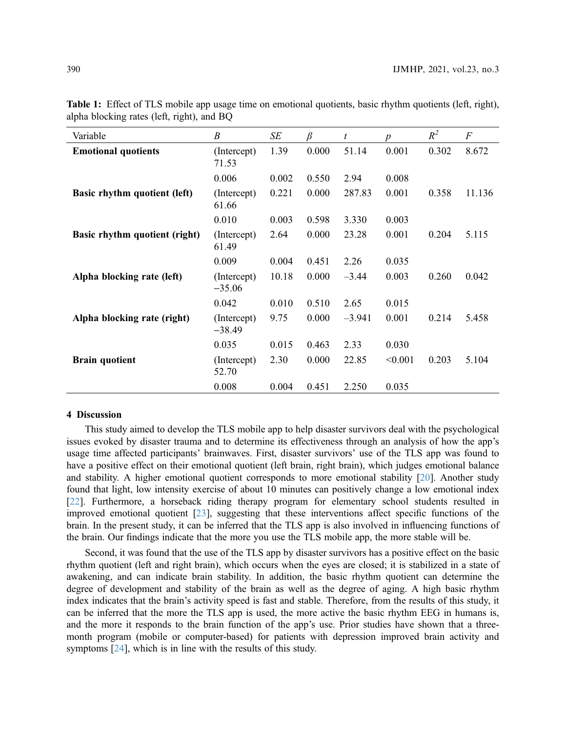**Table 1:** Effect of TLS mobile app usage time on emotional quotients, basic rhythm quotients (left, right), alpha blocking rates (left, right), and BQ

| Variable | *B* | *SE* | *β* | *t* | *p* | $R^2$ | *F* |
|---|---|---|---|---|---|---|---|
| **Emotional quotients** | (Intercept) 71.53 | 1.39 | 0.000 | 51.14 | 0.001 | 0.302 | 8.672 |
| | 0.006 | 0.002 | 0.550 | 2.94 | 0.008 | | |
| **Basic rhythm quotient (left)** | (Intercept) 61.66 | 0.221 | 0.000 | 287.83 | 0.001 | 0.358 | 11.136 |
| | 0.010 | 0.003 | 0.598 | 3.330 | 0.003 | | |
| **Basic rhythm quotient (right)** | (Intercept) 61.49 | 2.64 | 0.000 | 23.28 | 0.001 | 0.204 | 5.115 |
| | 0.009 | 0.004 | 0.451 | 2.26 | 0.035 | | |
| **Alpha blocking rate (left)** | (Intercept) −35.06 | 10.18 | 0.000 | −3.44 | 0.003 | 0.260 | 0.042 |
| | 0.042 | 0.010 | 0.510 | 2.65 | 0.015 | | |
| **Alpha blocking rate (right)** | (Intercept) −38.49 | 9.75 | 0.000 | −3.941 | 0.001 | 0.214 | 5.458 |
| | 0.035 | 0.015 | 0.463 | 2.33 | 0.030 | | |
| **Brain quotient** | (Intercept) 52.70 | 2.30 | 0.000 | 22.85 | <0.001 | 0.203 | 5.104 |
| | 0.008 | 0.004 | 0.451 | 2.250 | 0.035 | | |

## 4 Discussion

This study aimed to develop the TLS mobile app to help disaster survivors deal with the psychological issues evoked by disaster trauma and to determine its effectiveness through an analysis of how the app's usage time affected participants' brainwaves. First, disaster survivors' use of the TLS app was found to have a positive effect on their emotional quotient (left brain, right brain), which judges emotional balance and stability. A higher emotional quotient corresponds to more emotional stability [20]. Another study found that light, low intensity exercise of about 10 minutes can positively change a low emotional index [22]. Furthermore, a horseback riding therapy program for elementary school students resulted in improved emotional quotient [23], suggesting that these interventions affect specific functions of the brain. In the present study, it can be inferred that the TLS app is also involved in influencing functions of the brain. Our findings indicate that the more you use the TLS mobile app, the more stable will be.

Second, it was found that the use of the TLS app by disaster survivors has a positive effect on the basic rhythm quotient (left and right brain), which occurs when the eyes are closed; it is stabilized in a state of awakening, and can indicate brain stability. In addition, the basic rhythm quotient can determine the degree of development and stability of the brain as well as the degree of aging. A high basic rhythm index indicates that the brain's activity speed is fast and stable. Therefore, from the results of this study, it can be inferred that the more the TLS app is used, the more active the basic rhythm EEG in humans is, and the more it responds to the brain function of the app's use. Prior studies have shown that a three-month program (mobile or computer-based) for patients with depression improved brain activity and symptoms [24], which is in line with the results of this study.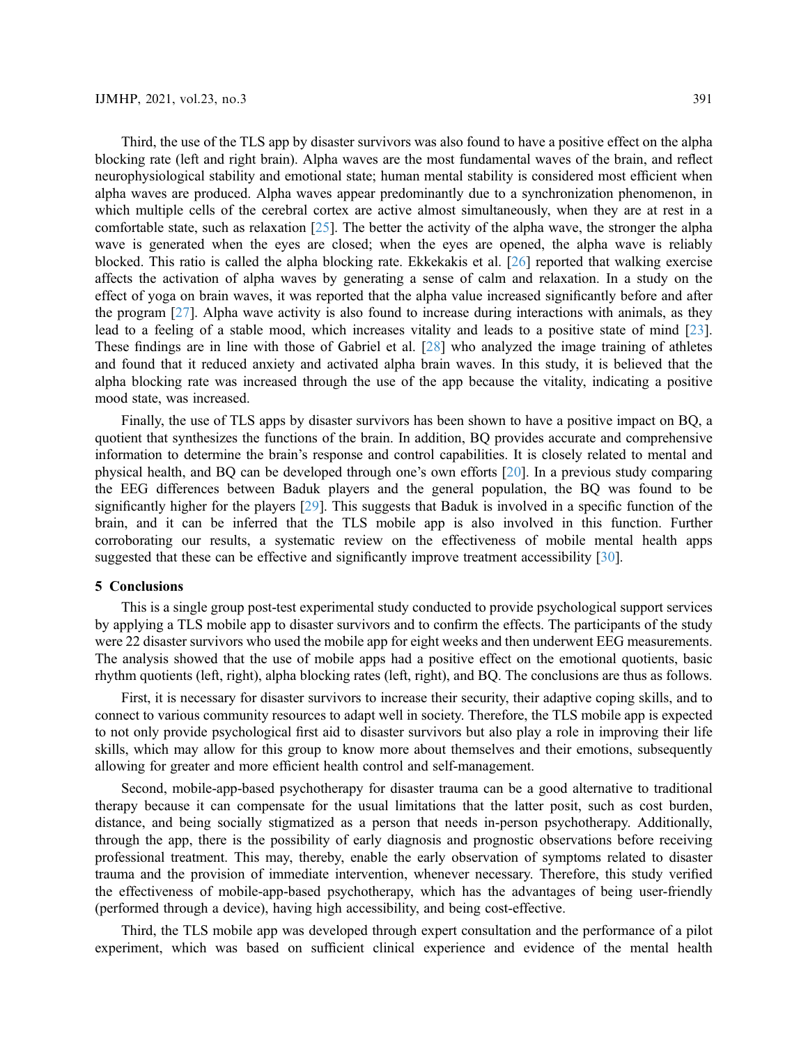Third, the use of the TLS app by disaster survivors was also found to have a positive effect on the alpha blocking rate (left and right brain). Alpha waves are the most fundamental waves of the brain, and reflect neurophysiological stability and emotional state; human mental stability is considered most efficient when alpha waves are produced. Alpha waves appear predominantly due to a synchronization phenomenon, in which multiple cells of the cerebral cortex are active almost simultaneously, when they are at rest in a comfortable state, such as relaxation [25]. The better the activity of the alpha wave, the stronger the alpha wave is generated when the eyes are closed; when the eyes are opened, the alpha wave is reliably blocked. This ratio is called the alpha blocking rate. Ekkekakis et al. [26] reported that walking exercise affects the activation of alpha waves by generating a sense of calm and relaxation. In a study on the effect of yoga on brain waves, it was reported that the alpha value increased significantly before and after the program [27]. Alpha wave activity is also found to increase during interactions with animals, as they lead to a feeling of a stable mood, which increases vitality and leads to a positive state of mind [23]. These findings are in line with those of Gabriel et al. [28] who analyzed the image training of athletes and found that it reduced anxiety and activated alpha brain waves. In this study, it is believed that the alpha blocking rate was increased through the use of the app because the vitality, indicating a positive mood state, was increased.

Finally, the use of TLS apps by disaster survivors has been shown to have a positive impact on BQ, a quotient that synthesizes the functions of the brain. In addition, BQ provides accurate and comprehensive information to determine the brain's response and control capabilities. It is closely related to mental and physical health, and BQ can be developed through one's own efforts [20]. In a previous study comparing the EEG differences between Baduk players and the general population, the BQ was found to be significantly higher for the players [29]. This suggests that Baduk is involved in a specific function of the brain, and it can be inferred that the TLS mobile app is also involved in this function. Further corroborating our results, a systematic review on the effectiveness of mobile mental health apps suggested that these can be effective and significantly improve treatment accessibility [30].

## 5 Conclusions

This is a single group post-test experimental study conducted to provide psychological support services by applying a TLS mobile app to disaster survivors and to confirm the effects. The participants of the study were 22 disaster survivors who used the mobile app for eight weeks and then underwent EEG measurements. The analysis showed that the use of mobile apps had a positive effect on the emotional quotients, basic rhythm quotients (left, right), alpha blocking rates (left, right), and BQ. The conclusions are thus as follows.

First, it is necessary for disaster survivors to increase their security, their adaptive coping skills, and to connect to various community resources to adapt well in society. Therefore, the TLS mobile app is expected to not only provide psychological first aid to disaster survivors but also play a role in improving their life skills, which may allow for this group to know more about themselves and their emotions, subsequently allowing for greater and more efficient health control and self-management.

Second, mobile-app-based psychotherapy for disaster trauma can be a good alternative to traditional therapy because it can compensate for the usual limitations that the latter posit, such as cost burden, distance, and being socially stigmatized as a person that needs in-person psychotherapy. Additionally, through the app, there is the possibility of early diagnosis and prognostic observations before receiving professional treatment. This may, thereby, enable the early observation of symptoms related to disaster trauma and the provision of immediate intervention, whenever necessary. Therefore, this study verified the effectiveness of mobile-app-based psychotherapy, which has the advantages of being user-friendly (performed through a device), having high accessibility, and being cost-effective.

Third, the TLS mobile app was developed through expert consultation and the performance of a pilot experiment, which was based on sufficient clinical experience and evidence of the mental health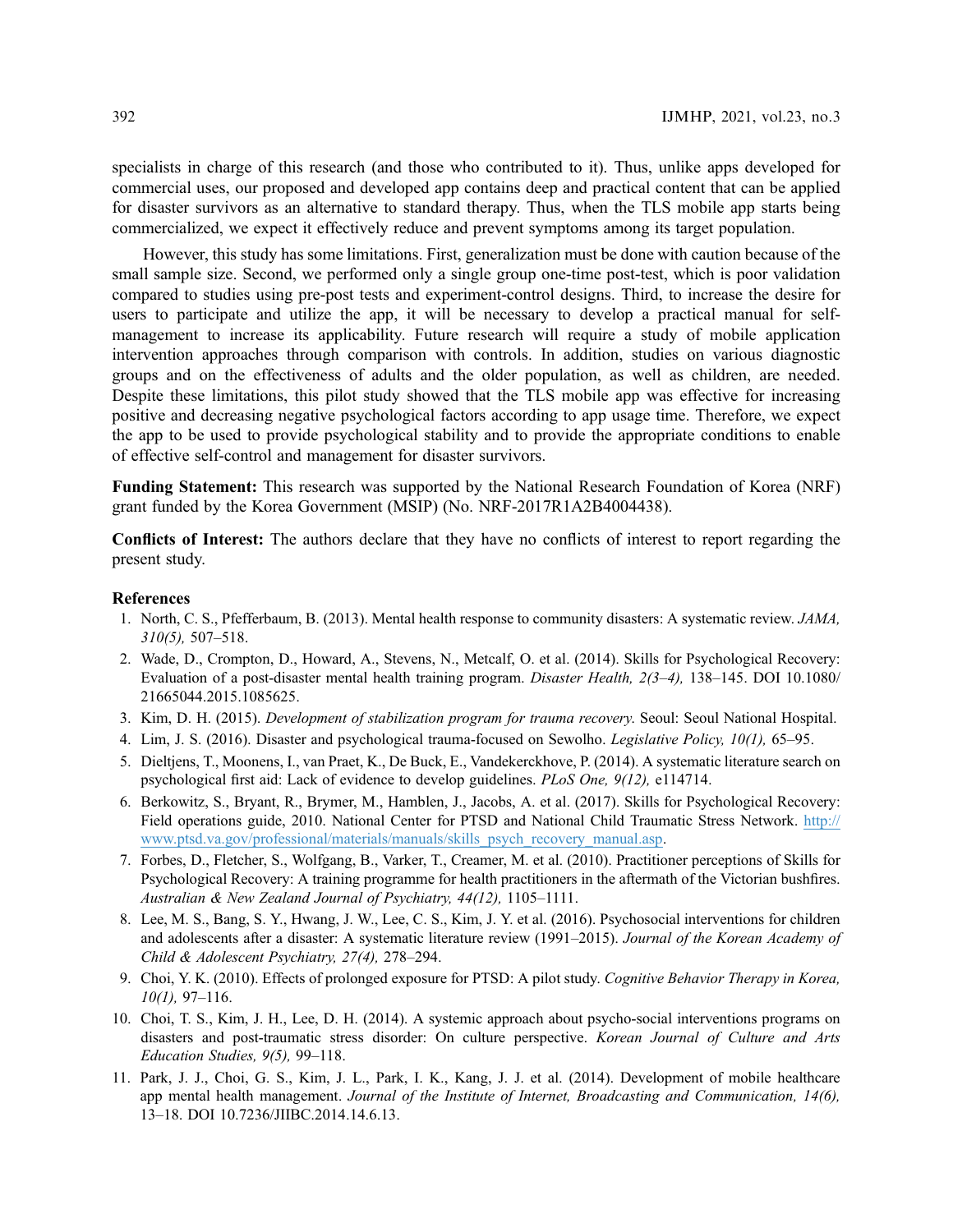specialists in charge of this research (and those who contributed to it). Thus, unlike apps developed for commercial uses, our proposed and developed app contains deep and practical content that can be applied for disaster survivors as an alternative to standard therapy. Thus, when the TLS mobile app starts being commercialized, we expect it effectively reduce and prevent symptoms among its target population.

However, this study has some limitations. First, generalization must be done with caution because of the small sample size. Second, we performed only a single group one-time post-test, which is poor validation compared to studies using pre-post tests and experiment-control designs. Third, to increase the desire for users to participate and utilize the app, it will be necessary to develop a practical manual for self-management to increase its applicability. Future research will require a study of mobile application intervention approaches through comparison with controls. In addition, studies on various diagnostic groups and on the effectiveness of adults and the older population, as well as children, are needed. Despite these limitations, this pilot study showed that the TLS mobile app was effective for increasing positive and decreasing negative psychological factors according to app usage time. Therefore, we expect the app to be used to provide psychological stability and to provide the appropriate conditions to enable of effective self-control and management for disaster survivors.

**Funding Statement:** This research was supported by the National Research Foundation of Korea (NRF) grant funded by the Korea Government (MSIP) (No. NRF-2017R1A2B4004438).

**Conflicts of Interest:** The authors declare that they have no conflicts of interest to report regarding the present study.

## References

1. North, C. S., Pfefferbaum, B. (2013). Mental health response to community disasters: A systematic review. *JAMA, 310(5),* 507–518.
2. Wade, D., Crompton, D., Howard, A., Stevens, N., Metcalf, O. et al. (2014). Skills for Psychological Recovery: Evaluation of a post-disaster mental health training program. *Disaster Health, 2(3–4),* 138–145. DOI 10.1080/21665044.2015.1085625.
3. Kim, D. H. (2015). *Development of stabilization program for trauma recovery.* Seoul: Seoul National Hospital.
4. Lim, J. S. (2016). Disaster and psychological trauma-focused on Sewolho. *Legislative Policy, 10(1),* 65–95.
5. Dieltjens, T., Moonens, I., van Praet, K., De Buck, E., Vandekerckhove, P. (2014). A systematic literature search on psychological first aid: Lack of evidence to develop guidelines. *PLoS One, 9(12),* e114714.
6. Berkowitz, S., Bryant, R., Brymer, M., Hamblen, J., Jacobs, A. et al. (2017). Skills for Psychological Recovery: Field operations guide, 2010. National Center for PTSD and National Child Traumatic Stress Network. http://www.ptsd.va.gov/professional/materials/manuals/skills_psych_recovery_manual.asp.
7. Forbes, D., Fletcher, S., Wolfgang, B., Varker, T., Creamer, M. et al. (2010). Practitioner perceptions of Skills for Psychological Recovery: A training programme for health practitioners in the aftermath of the Victorian bushfires. *Australian & New Zealand Journal of Psychiatry, 44(12),* 1105–1111.
8. Lee, M. S., Bang, S. Y., Hwang, J. W., Lee, C. S., Kim, J. Y. et al. (2016). Psychosocial interventions for children and adolescents after a disaster: A systematic literature review (1991–2015). *Journal of the Korean Academy of Child & Adolescent Psychiatry, 27(4),* 278–294.
9. Choi, Y. K. (2010). Effects of prolonged exposure for PTSD: A pilot study. *Cognitive Behavior Therapy in Korea, 10(1),* 97–116.
10. Choi, T. S., Kim, J. H., Lee, D. H. (2014). A systemic approach about psycho-social interventions programs on disasters and post-traumatic stress disorder: On culture perspective. *Korean Journal of Culture and Arts Education Studies, 9(5),* 99–118.
11. Park, J. J., Choi, G. S., Kim, J. L., Park, I. K., Kang, J. J. et al. (2014). Development of mobile healthcare app mental health management. *Journal of the Institute of Internet, Broadcasting and Communication, 14(6),* 13–18. DOI 10.7236/JIIBC.2014.14.6.13.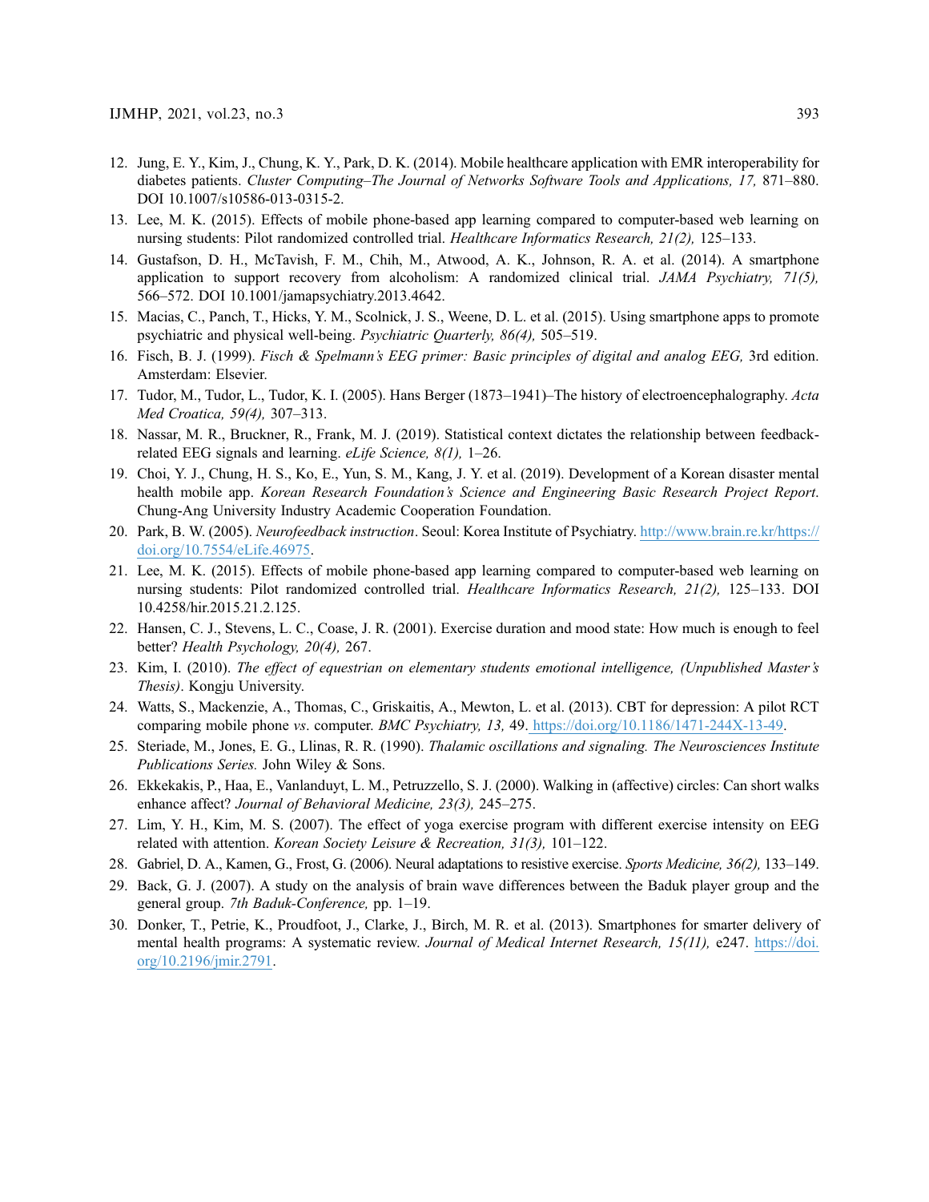12. Jung, E. Y., Kim, J., Chung, K. Y., Park, D. K. (2014). Mobile healthcare application with EMR interoperability for diabetes patients. *Cluster Computing–The Journal of Networks Software Tools and Applications, 17,* 871–880. DOI 10.1007/s10586-013-0315-2.
13. Lee, M. K. (2015). Effects of mobile phone-based app learning compared to computer-based web learning on nursing students: Pilot randomized controlled trial. *Healthcare Informatics Research, 21(2),* 125–133.
14. Gustafson, D. H., McTavish, F. M., Chih, M., Atwood, A. K., Johnson, R. A. et al. (2014). A smartphone application to support recovery from alcoholism: A randomized clinical trial. *JAMA Psychiatry, 71(5),* 566–572. DOI 10.1001/jamapsychiatry.2013.4642.
15. Macias, C., Panch, T., Hicks, Y. M., Scolnick, J. S., Weene, D. L. et al. (2015). Using smartphone apps to promote psychiatric and physical well-being. *Psychiatric Quarterly, 86(4),* 505–519.
16. Fisch, B. J. (1999). *Fisch & Spelmann's EEG primer: Basic principles of digital and analog EEG,* 3rd edition. Amsterdam: Elsevier.
17. Tudor, M., Tudor, L., Tudor, K. I. (2005). Hans Berger (1873–1941)–The history of electroencephalography. *Acta Med Croatica, 59(4),* 307–313.
18. Nassar, M. R., Bruckner, R., Frank, M. J. (2019). Statistical context dictates the relationship between feedback-related EEG signals and learning. *eLife Science, 8(1),* 1–26.
19. Choi, Y. J., Chung, H. S., Ko, E., Yun, S. M., Kang, J. Y. et al. (2019). Development of a Korean disaster mental health mobile app. *Korean Research Foundation's Science and Engineering Basic Research Project Report*. Chung-Ang University Industry Academic Cooperation Foundation.
20. Park, B. W. (2005). *Neurofeedback instruction*. Seoul: Korea Institute of Psychiatry. http://www.brain.re.kr/https://doi.org/10.7554/eLife.46975.
21. Lee, M. K. (2015). Effects of mobile phone-based app learning compared to computer-based web learning on nursing students: Pilot randomized controlled trial. *Healthcare Informatics Research, 21(2),* 125–133. DOI 10.4258/hir.2015.21.2.125.
22. Hansen, C. J., Stevens, L. C., Coase, J. R. (2001). Exercise duration and mood state: How much is enough to feel better? *Health Psychology, 20(4),* 267.
23. Kim, I. (2010). *The effect of equestrian on elementary students emotional intelligence, (Unpublished Master's Thesis)*. Kongju University.
24. Watts, S., Mackenzie, A., Thomas, C., Griskaitis, A., Mewton, L. et al. (2013). CBT for depression: A pilot RCT comparing mobile phone *vs*. computer. *BMC Psychiatry, 13,* 49. https://doi.org/10.1186/1471-244X-13-49.
25. Steriade, M., Jones, E. G., Llinas, R. R. (1990). *Thalamic oscillations and signaling. The Neurosciences Institute Publications Series.* John Wiley & Sons.
26. Ekkekakis, P., Haa, E., Vanlanduyt, L. M., Petruzzello, S. J. (2000). Walking in (affective) circles: Can short walks enhance affect? *Journal of Behavioral Medicine, 23(3),* 245–275.
27. Lim, Y. H., Kim, M. S. (2007). The effect of yoga exercise program with different exercise intensity on EEG related with attention. *Korean Society Leisure & Recreation, 31(3),* 101–122.
28. Gabriel, D. A., Kamen, G., Frost, G. (2006). Neural adaptations to resistive exercise. *Sports Medicine, 36(2),* 133–149.
29. Back, G. J. (2007). A study on the analysis of brain wave differences between the Baduk player group and the general group. *7th Baduk-Conference,* pp. 1–19.
30. Donker, T., Petrie, K., Proudfoot, J., Clarke, J., Birch, M. R. et al. (2013). Smartphones for smarter delivery of mental health programs: A systematic review. *Journal of Medical Internet Research, 15(11),* e247. https://doi.org/10.2196/jmir.2791.